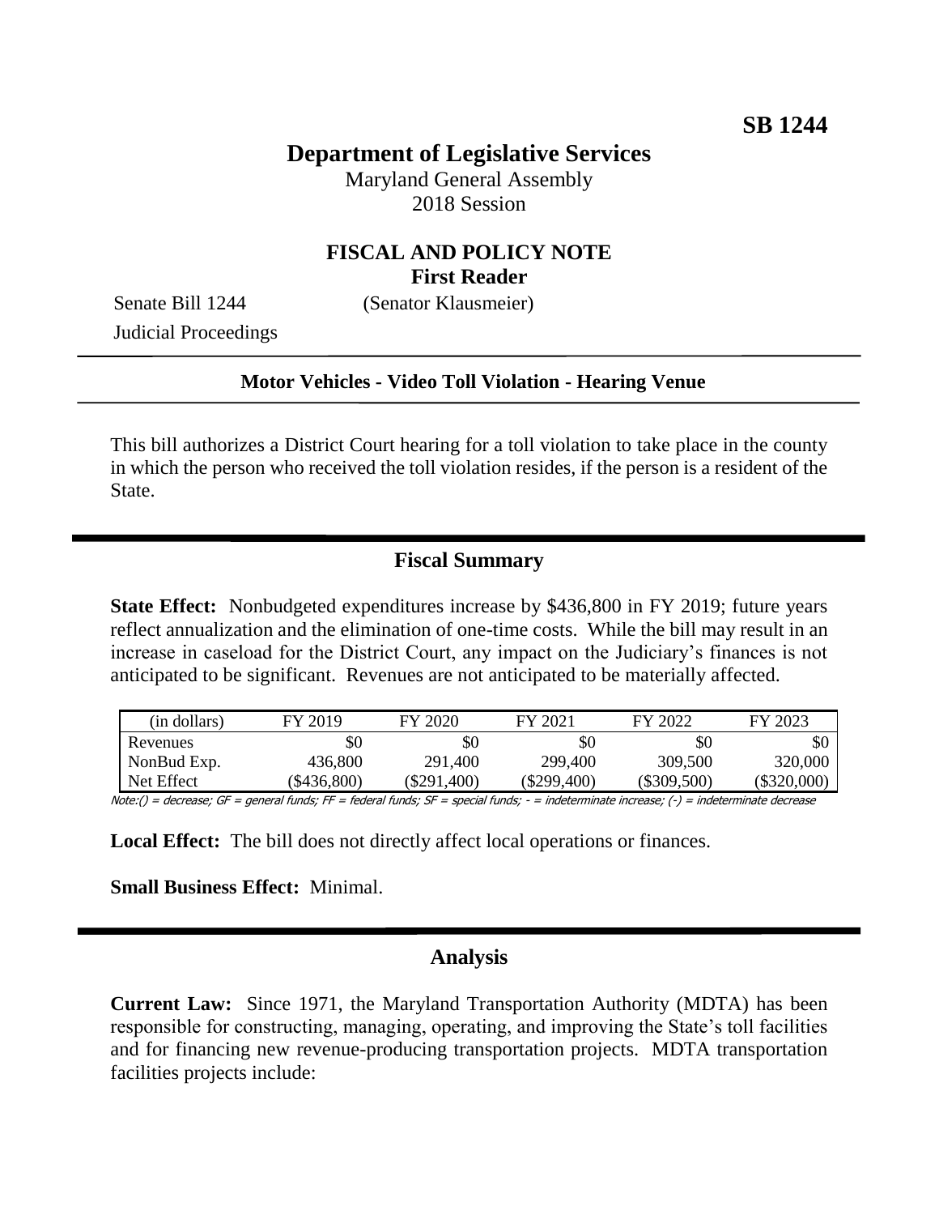**SB 1244**

# Department of Legislative Services

Maryland General Assembly
2018 Session

## FISCAL AND POLICY NOTE
**First Reader**

Senate Bill 1244 (Senator Klausmeier)
Judicial Proceedings

---

**Motor Vehicles - Video Toll Violation - Hearing Venue**

---

This bill authorizes a District Court hearing for a toll violation to take place in the county in which the person who received the toll violation resides, if the person is a resident of the State.

## Fiscal Summary

**State Effect:** Nonbudgeted expenditures increase by $436,800 in FY 2019; future years reflect annualization and the elimination of one-time costs. While the bill may result in an increase in caseload for the District Court, any impact on the Judiciary's finances is not anticipated to be significant. Revenues are not anticipated to be materially affected.

| (in dollars) | FY 2019 | FY 2020 | FY 2021 | FY 2022 | FY 2023 |
|---|---|---|---|---|---|
| Revenues | $0 | $0 | $0 | $0 | $0 |
| NonBud Exp. | 436,800 | 291,400 | 299,400 | 309,500 | 320,000 |
| Net Effect | ($436,800) | ($291,400) | ($299,400) | ($309,500) | ($320,000) |

Note:() = decrease; GF = general funds; FF = federal funds; SF = special funds; - = indeterminate increase; (-) = indeterminate decrease

**Local Effect:** The bill does not directly affect local operations or finances.

**Small Business Effect:** Minimal.

## Analysis

**Current Law:** Since 1971, the Maryland Transportation Authority (MDTA) has been responsible for constructing, managing, operating, and improving the State's toll facilities and for financing new revenue-producing transportation projects. MDTA transportation facilities projects include: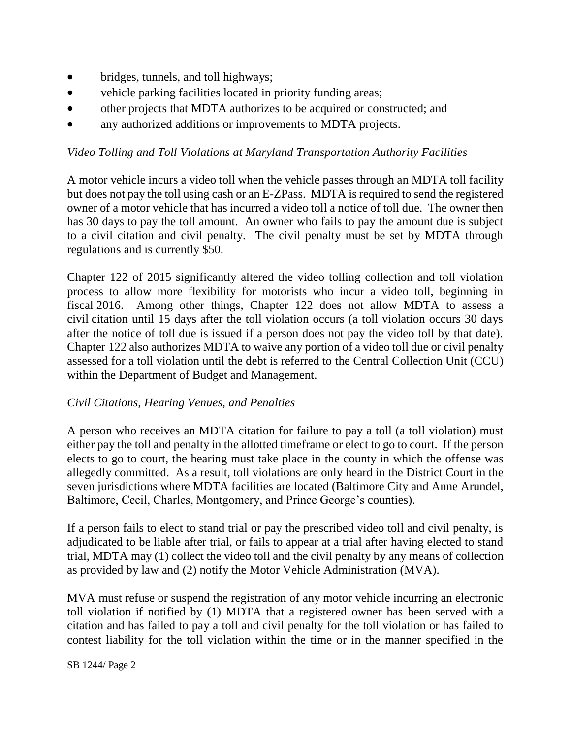- bridges, tunnels, and toll highways;
- vehicle parking facilities located in priority funding areas;
- other projects that MDTA authorizes to be acquired or constructed; and
- any authorized additions or improvements to MDTA projects.

*Video Tolling and Toll Violations at Maryland Transportation Authority Facilities*

A motor vehicle incurs a video toll when the vehicle passes through an MDTA toll facility but does not pay the toll using cash or an E-ZPass. MDTA is required to send the registered owner of a motor vehicle that has incurred a video toll a notice of toll due. The owner then has 30 days to pay the toll amount. An owner who fails to pay the amount due is subject to a civil citation and civil penalty. The civil penalty must be set by MDTA through regulations and is currently $50.

Chapter 122 of 2015 significantly altered the video tolling collection and toll violation process to allow more flexibility for motorists who incur a video toll, beginning in fiscal 2016. Among other things, Chapter 122 does not allow MDTA to assess a civil citation until 15 days after the toll violation occurs (a toll violation occurs 30 days after the notice of toll due is issued if a person does not pay the video toll by that date). Chapter 122 also authorizes MDTA to waive any portion of a video toll due or civil penalty assessed for a toll violation until the debt is referred to the Central Collection Unit (CCU) within the Department of Budget and Management.

*Civil Citations, Hearing Venues, and Penalties*

A person who receives an MDTA citation for failure to pay a toll (a toll violation) must either pay the toll and penalty in the allotted timeframe or elect to go to court. If the person elects to go to court, the hearing must take place in the county in which the offense was allegedly committed. As a result, toll violations are only heard in the District Court in the seven jurisdictions where MDTA facilities are located (Baltimore City and Anne Arundel, Baltimore, Cecil, Charles, Montgomery, and Prince George's counties).

If a person fails to elect to stand trial or pay the prescribed video toll and civil penalty, is adjudicated to be liable after trial, or fails to appear at a trial after having elected to stand trial, MDTA may (1) collect the video toll and the civil penalty by any means of collection as provided by law and (2) notify the Motor Vehicle Administration (MVA).

MVA must refuse or suspend the registration of any motor vehicle incurring an electronic toll violation if notified by (1) MDTA that a registered owner has been served with a citation and has failed to pay a toll and civil penalty for the toll violation or has failed to contest liability for the toll violation within the time or in the manner specified in the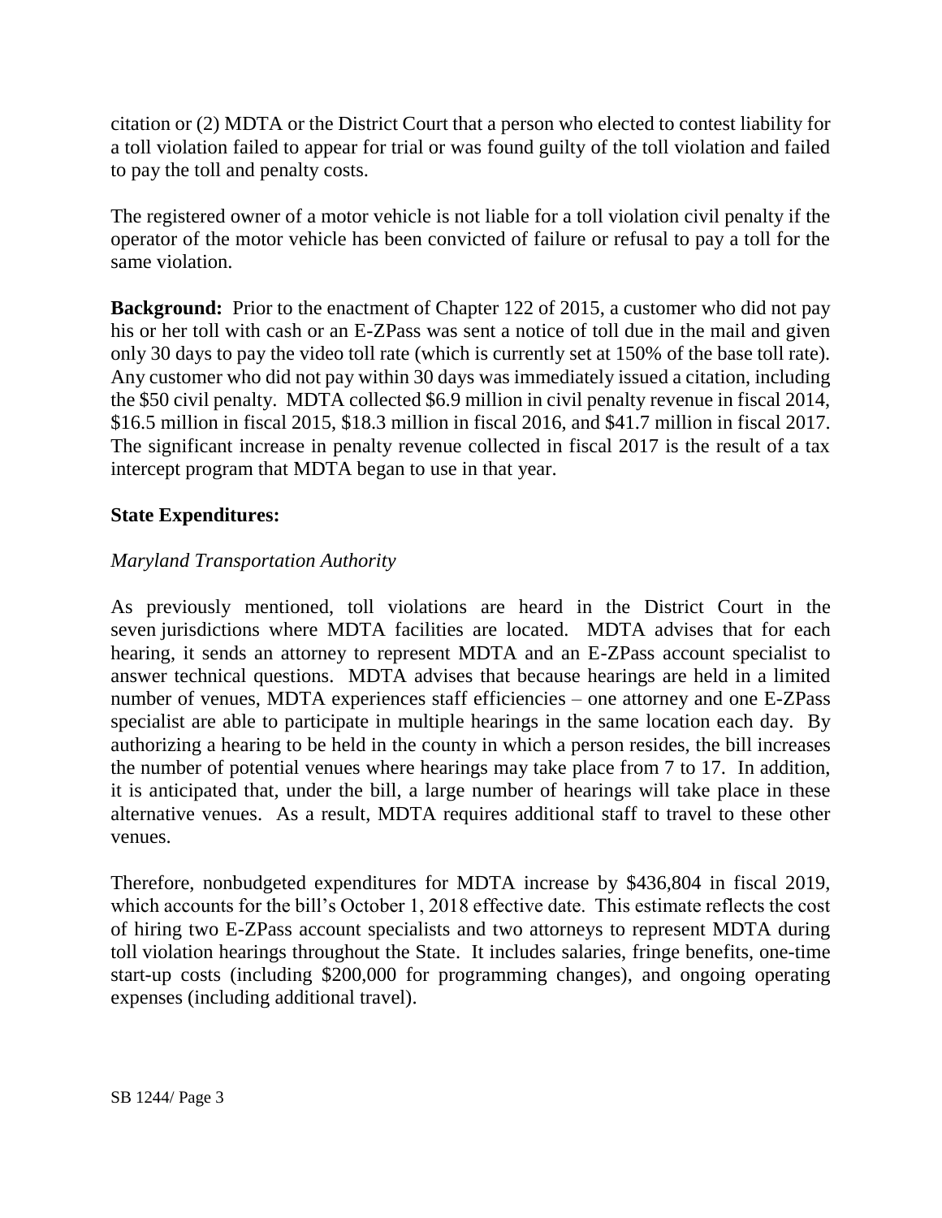citation or (2) MDTA or the District Court that a person who elected to contest liability for a toll violation failed to appear for trial or was found guilty of the toll violation and failed to pay the toll and penalty costs.

The registered owner of a motor vehicle is not liable for a toll violation civil penalty if the operator of the motor vehicle has been convicted of failure or refusal to pay a toll for the same violation.

**Background:** Prior to the enactment of Chapter 122 of 2015, a customer who did not pay his or her toll with cash or an E-ZPass was sent a notice of toll due in the mail and given only 30 days to pay the video toll rate (which is currently set at 150% of the base toll rate). Any customer who did not pay within 30 days was immediately issued a citation, including the $50 civil penalty. MDTA collected $6.9 million in civil penalty revenue in fiscal 2014, $16.5 million in fiscal 2015, $18.3 million in fiscal 2016, and $41.7 million in fiscal 2017. The significant increase in penalty revenue collected in fiscal 2017 is the result of a tax intercept program that MDTA began to use in that year.

**State Expenditures:**

*Maryland Transportation Authority*

As previously mentioned, toll violations are heard in the District Court in the seven jurisdictions where MDTA facilities are located. MDTA advises that for each hearing, it sends an attorney to represent MDTA and an E-ZPass account specialist to answer technical questions. MDTA advises that because hearings are held in a limited number of venues, MDTA experiences staff efficiencies – one attorney and one E-ZPass specialist are able to participate in multiple hearings in the same location each day. By authorizing a hearing to be held in the county in which a person resides, the bill increases the number of potential venues where hearings may take place from 7 to 17. In addition, it is anticipated that, under the bill, a large number of hearings will take place in these alternative venues. As a result, MDTA requires additional staff to travel to these other venues.

Therefore, nonbudgeted expenditures for MDTA increase by $436,804 in fiscal 2019, which accounts for the bill's October 1, 2018 effective date. This estimate reflects the cost of hiring two E-ZPass account specialists and two attorneys to represent MDTA during toll violation hearings throughout the State. It includes salaries, fringe benefits, one-time start-up costs (including $200,000 for programming changes), and ongoing operating expenses (including additional travel).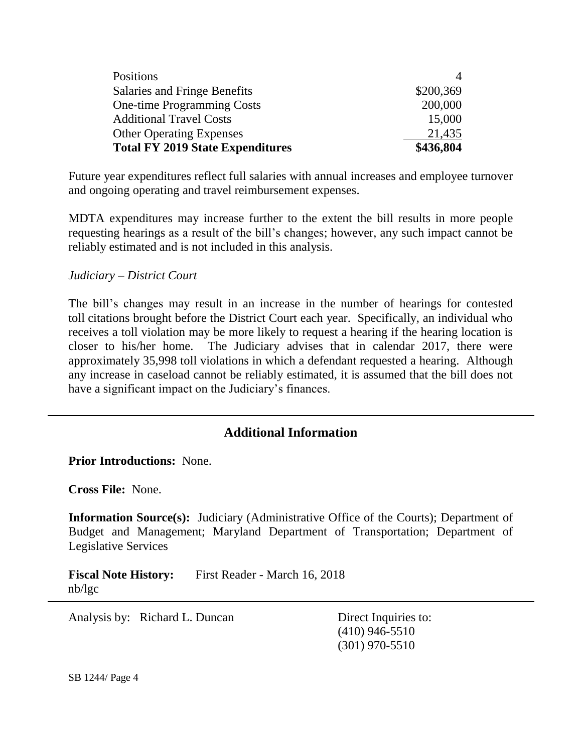| | |
|---|---|
| Positions | 4 |
| Salaries and Fringe Benefits | $200,369 |
| One-time Programming Costs | 200,000 |
| Additional Travel Costs | 15,000 |
| Other Operating Expenses | 21,435 |
| **Total FY 2019 State Expenditures** | **$436,804** |

Future year expenditures reflect full salaries with annual increases and employee turnover and ongoing operating and travel reimbursement expenses.

MDTA expenditures may increase further to the extent the bill results in more people requesting hearings as a result of the bill's changes; however, any such impact cannot be reliably estimated and is not included in this analysis.

*Judiciary – District Court*

The bill's changes may result in an increase in the number of hearings for contested toll citations brought before the District Court each year. Specifically, an individual who receives a toll violation may be more likely to request a hearing if the hearing location is closer to his/her home. The Judiciary advises that in calendar 2017, there were approximately 35,998 toll violations in which a defendant requested a hearing. Although any increase in caseload cannot be reliably estimated, it is assumed that the bill does not have a significant impact on the Judiciary's finances.

## Additional Information

**Prior Introductions:** None.

**Cross File:** None.

**Information Source(s):** Judiciary (Administrative Office of the Courts); Department of Budget and Management; Maryland Department of Transportation; Department of Legislative Services

**Fiscal Note History:** First Reader - March 16, 2018
nb/lgc

Analysis by: Richard L. Duncan

Direct Inquiries to:
(410) 946-5510
(301) 970-5510